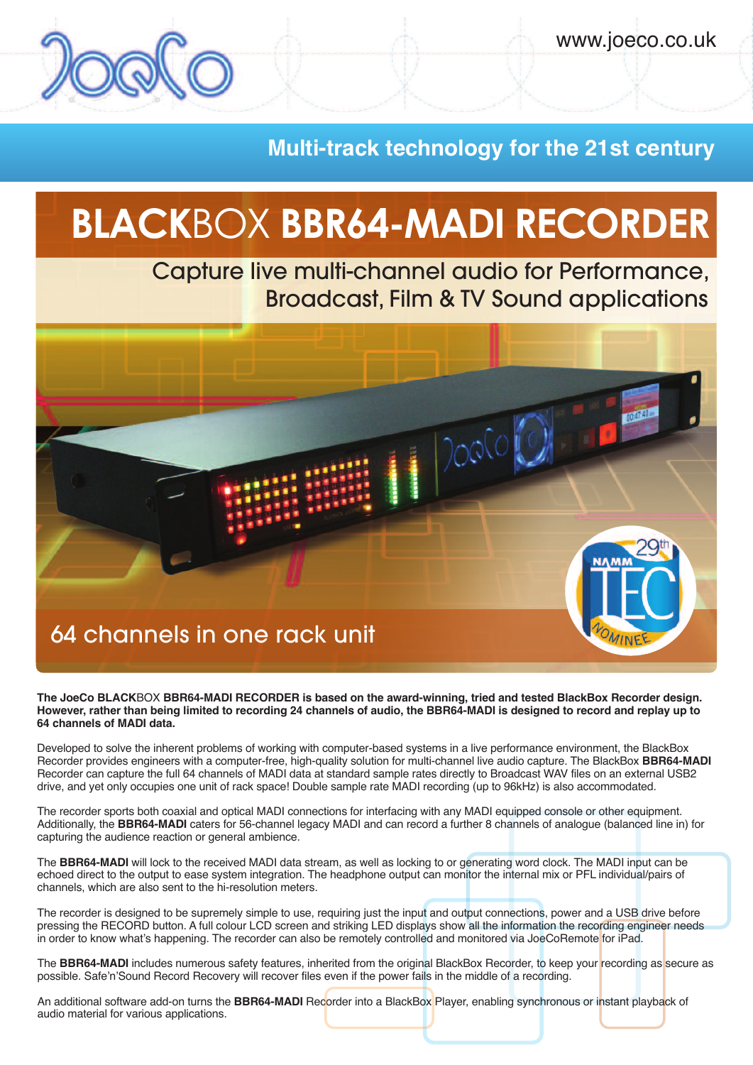www.joeco.co.uk

**Multi-track technology for the 21st century**

# BLACKBOX BBR64-MADI RECORDER

## Capture live multi-channel audio for Performance, Broadcast, Film & TV Sound applications

### 64 channels in one rack unit

**The JoeCo BLACKBOX BBR64-MADI RECORDER is based on the award-winning, tried and tested BlackBox Recorder design. However, rather than being limited to recording 24 channels of audio, the BBR64-MADI is designed to record and replay up to 64 channels of MADI data.**

Developed to solve the inherent problems of working with computer-based systems in a live performance environment, the BlackBox Recorder provides engineers with a computer-free, high-quality solution for multi-channel live audio capture. The BlackBox **BBR64-MADI** Recorder can capture the full 64 channels of MADI data at standard sample rates directly to Broadcast WAV files on an external USB2 drive, and yet only occupies one unit of rack space! Double sample rate MADI recording (up to 96kHz) is also accommodated.

The recorder sports both coaxial and optical MADI connections for interfacing with any MADI equipped console or other equipment. Additionally, the **BBR64-MADI** caters for 56-channel legacy MADI and can record a further 8 channels of analogue (balanced line in) for capturing the audience reaction or general ambience.

The **BBR64-MADI** will lock to the received MADI data stream, as well as locking to or generating word clock. The MADI input can be echoed direct to the output to ease system integration. The headphone output can monitor the internal mix or PFL individual/pairs of channels, which are also sent to the hi-resolution meters.

The recorder is designed to be supremely simple to use, requiring just the input and output connections, power and a USB drive before pressing the RECORD button. A full colour LCD screen and striking LED displays show all the information the recording engineer needs in order to know what's happening. The recorder can also be remotely controlled and monitored via JoeCoRemote for iPad.

The **BBR64-MADI** includes numerous safety features, inherited from the original BlackBox Recorder, to keep your recording as secure as possible. Safe'n'Sound Record Recovery will recover files even if the power fails in the middle of a recording.

An additional software add-on turns the **BBR64-MADI** Recorder into a BlackBox Player, enabling synchronous or instant playback of audio material for various applications.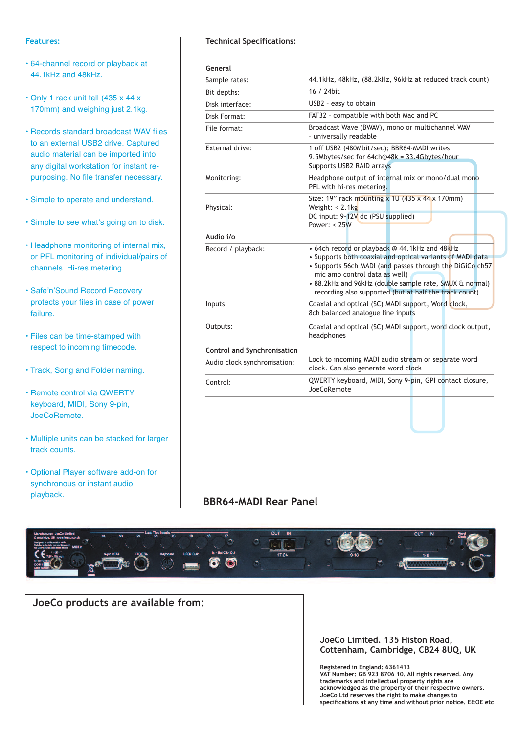## Features:

- 64-channel record or playback at 44.1kHz and 48kHz.
- Only 1 rack unit tall (435 x 44 x 170mm) and weighing just 2.1kg.
- Records standard broadcast WAV files to an external USB2 drive. Captured audio material can be imported into any digital workstation for instant re-purposing. No file transfer necessary.
- Simple to operate and understand.
- Simple to see what's going on to disk.
- Headphone monitoring of internal mix, or PFL monitoring of individual/pairs of channels. Hi-res metering.
- Safe'n'Sound Record Recovery protects your files in case of power failure.
- Files can be time-stamped with respect to incoming timecode.
- Track, Song and Folder naming.
- Remote control via QWERTY keyboard, MIDI, Sony 9-pin, JoeCoRemote.
- Multiple units can be stacked for larger track counts.
- Optional Player software add-on for synchronous or instant audio playback.

## Technical Specifications:

| | |
|---|---|
| **General** | |
| Sample rates: | 44.1kHz, 48kHz, (88.2kHz, 96kHz at reduced track count) |
| Bit depths: | 16 / 24bit |
| Disk interface: | USB2 - easy to obtain |
| Disk Format: | FAT32 - compatible with both Mac and PC |
| File format: | Broadcast Wave (BWAV), mono or multichannel WAV - universally readable |
| External drive: | 1 off USB2 (480Mbit/sec); BBR64-MADI writes 9.5Mbytes/sec for 64ch@48k = 33.4Gbytes/hour Supports USB2 RAID arrays |
| Monitoring: | Headphone output of internal mix or mono/dual mono PFL with hi-res metering. |
| Physical: | Size: 19" rack mounting x 1U (435 x 44 x 170mm) Weight: < 2.1kg DC input: 9-12V dc (PSU supplied) Power: < 25W |
| **Audio i/o** | |
| Record / playback: | • 64ch record or playback @ 44.1kHz and 48kHz • Supports both coaxial and optical variants of MADI data • Supports 56ch MADI (and passes through the DiGiCo ch57 mic amp control data as well) • 88.2kHz and 96kHz (double sample rate, SMUX & normal) recording also supported (but at half the track count) |
| Inputs: | Coaxial and optical (SC) MADI support, Word clock, 8ch balanced analogue line inputs |
| Outputs: | Coaxial and optical (SC) MADI support, word clock output, headphones |
| **Control and Synchronisation** | |
| Audio clock synchronisation: | Lock to incoming MADI audio stream or separate word clock. Can also generate word clock |
| Control: | QWERTY keyboard, MIDI, Sony 9-pin, GPI contact closure, JoeCoRemote |

## BBR64-MADI Rear Panel

## JoeCo products are available from:

**JoeCo Limited. 135 Histon Road, Cottenham, Cambridge, CB24 8UQ, UK**

Registered in England: 6361413
VAT Number: GB 923 8706 10. All rights reserved. Any trademarks and intellectual property rights are acknowledged as the property of their respective owners. JoeCo Ltd reserves the right to make changes to specifications at any time and without prior notice. E&OE etc